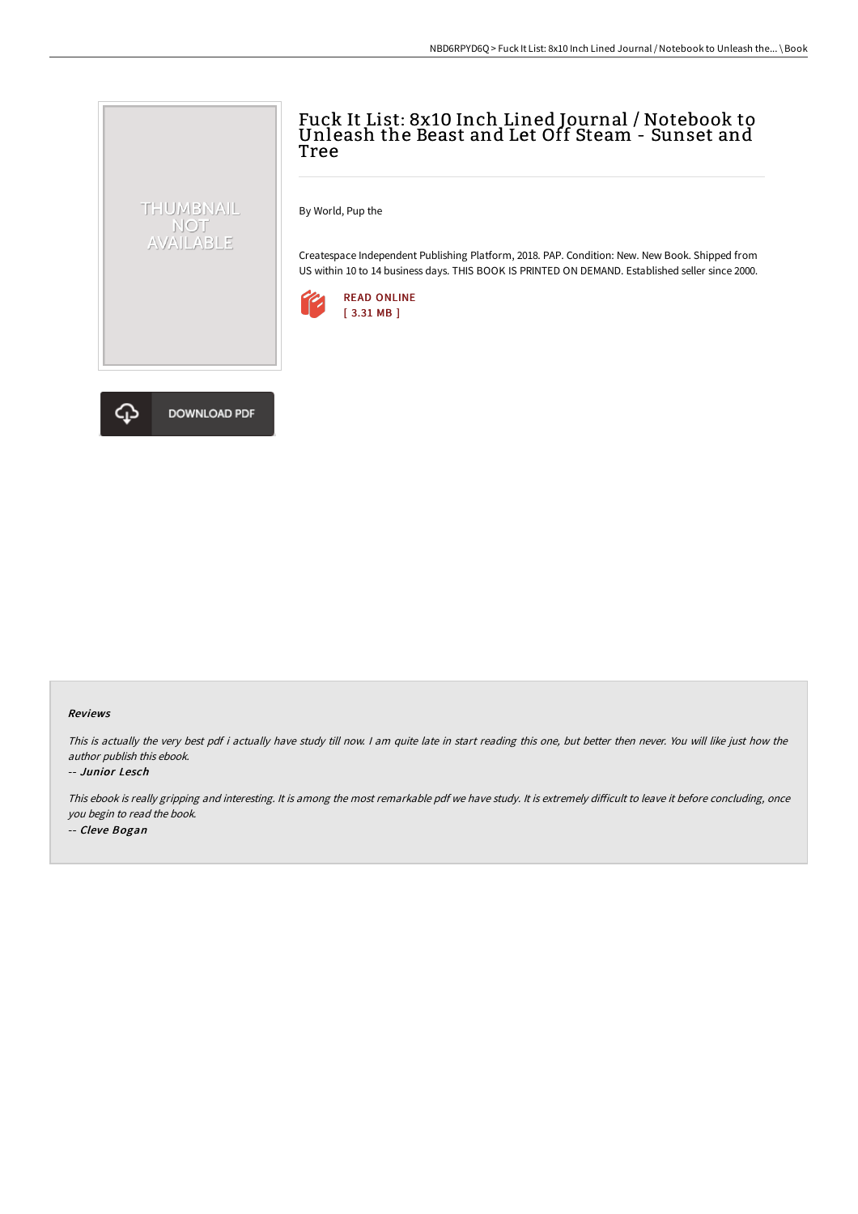# Fuck It List: 8x10 Inch Lined Journal / Notebook to Unleash the Beast and Let Off Steam - Sunset and Tree

By World, Pup the

Createspace Independent Publishing Platform, 2018. PAP. Condition: New. New Book. Shipped from US within 10 to 14 business days. THIS BOOK IS PRINTED ON DEMAND. Established seller since 2000.

READ ONLINE
[ 3.31 MB ]

DOWNLOAD PDF

### Reviews

*This is actually the very best pdf i actually have study till now. I am quite late in start reading this one, but better then never. You will like just how the author publish this ebook.*

*-- Junior Lesch*

*This ebook is really gripping and interesting. It is among the most remarkable pdf we have study. It is extremely difficult to leave it before concluding, once you begin to read the book.*

*-- Cleve Bogan*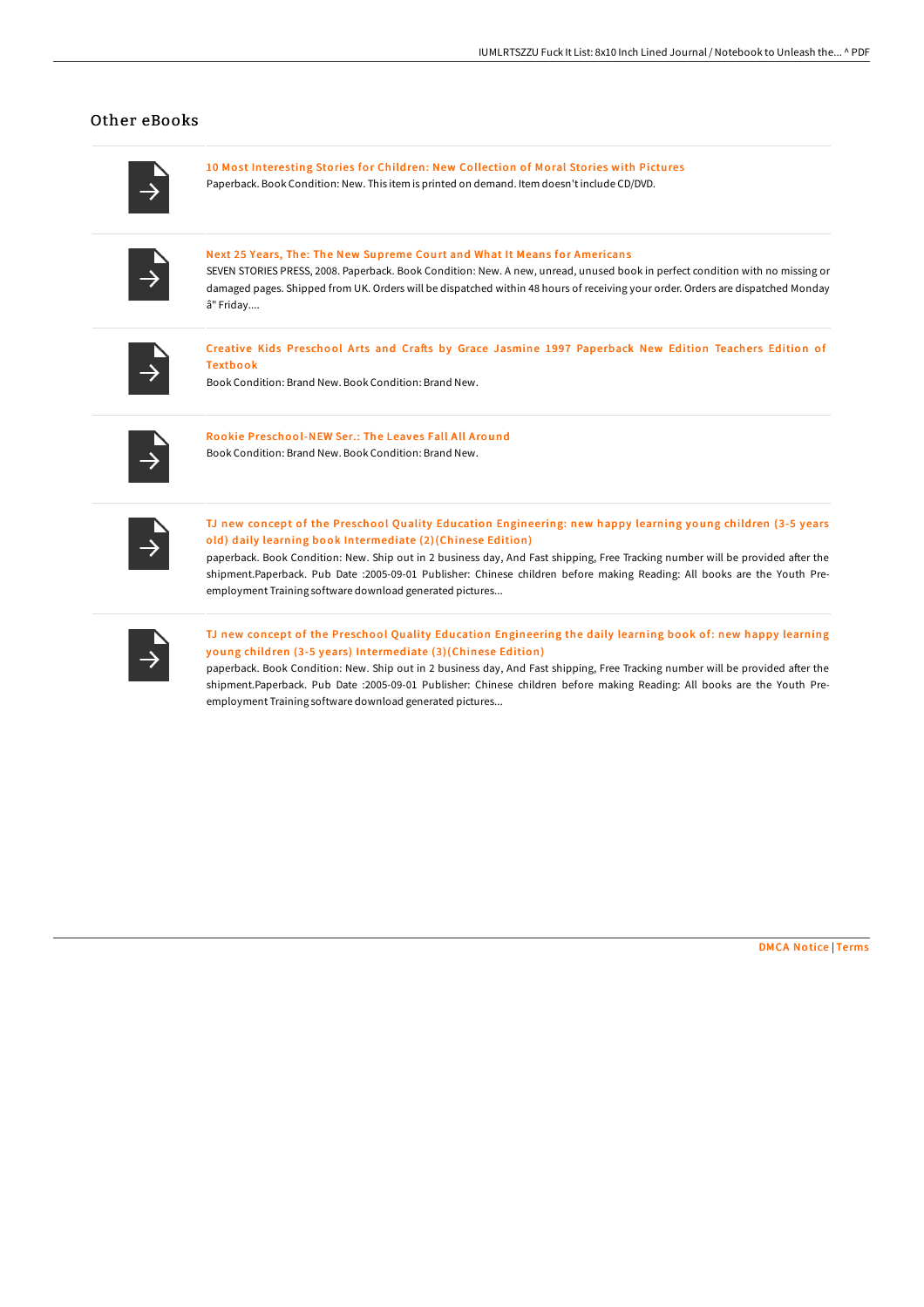## Other eBooks

10 Most Interesting Stories for Children: New Collection of Moral Stories with Pictures
Paperback. Book Condition: New. This item is printed on demand. Item doesn't include CD/DVD.

Next 25 Years, The: The New Supreme Court and What It Means for Americans
SEVEN STORIES PRESS, 2008. Paperback. Book Condition: New. A new, unread, unused book in perfect condition with no missing or damaged pages. Shipped from UK. Orders will be dispatched within 48 hours of receiving your order. Orders are dispatched Monday â" Friday....

Creative Kids Preschool Arts and Crafts by Grace Jasmine 1997 Paperback New Edition Teachers Edition of Textbook
Book Condition: Brand New. Book Condition: Brand New.

Rookie Preschool-NEW Ser.: The Leaves Fall All Around
Book Condition: Brand New. Book Condition: Brand New.

TJ new concept of the Preschool Quality Education Engineering: new happy learning young children (3-5 years old) daily learning book Intermediate (2)(Chinese Edition)
paperback. Book Condition: New. Ship out in 2 business day, And Fast shipping, Free Tracking number will be provided after the shipment.Paperback. Pub Date :2005-09-01 Publisher: Chinese children before making Reading: All books are the Youth Pre-employment Training software download generated pictures...

TJ new concept of the Preschool Quality Education Engineering the daily learning book of: new happy learning young children (3-5 years) Intermediate (3)(Chinese Edition)
paperback. Book Condition: New. Ship out in 2 business day, And Fast shipping, Free Tracking number will be provided after the shipment.Paperback. Pub Date :2005-09-01 Publisher: Chinese children before making Reading: All books are the Youth Pre-employment Training software download generated pictures...

DMCA Notice | Terms